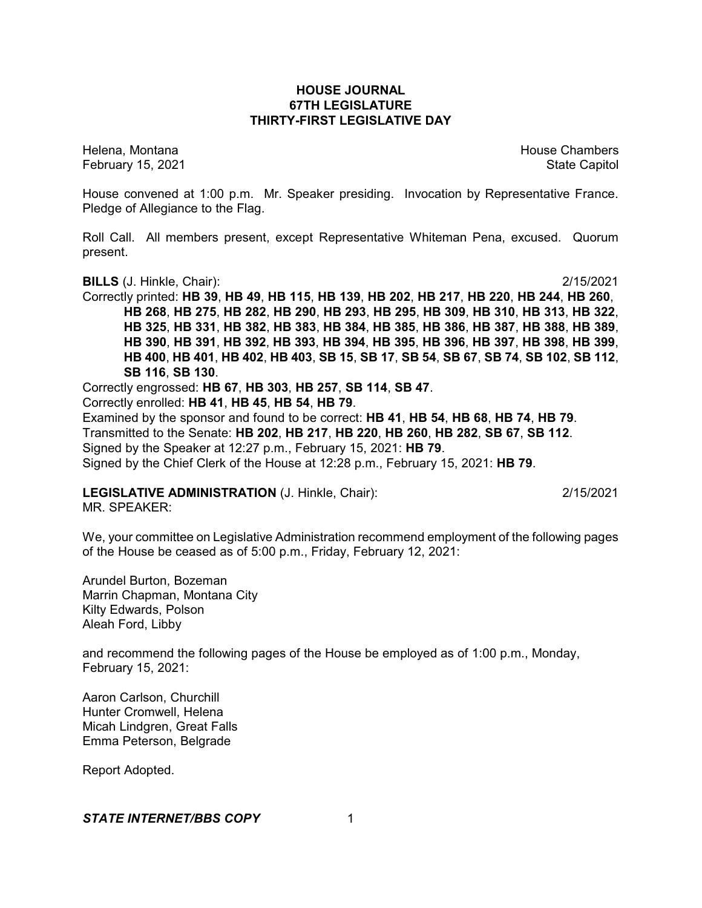# HOUSE JOURNAL
## 67TH LEGISLATURE
## THIRTY-FIRST LEGISLATIVE DAY

Helena, Montana House Chambers
February 15, 2021 State Capitol

House convened at 1:00 p.m. Mr. Speaker presiding. Invocation by Representative France. Pledge of Allegiance to the Flag.

Roll Call. All members present, except Representative Whiteman Pena, excused. Quorum present.

**BILLS** (J. Hinkle, Chair): 2/15/2021

Correctly printed: **HB 39**, **HB 49**, **HB 115**, **HB 139**, **HB 202**, **HB 217**, **HB 220**, **HB 244**, **HB 260**, **HB 268**, **HB 275**, **HB 282**, **HB 290**, **HB 293**, **HB 295**, **HB 309**, **HB 310**, **HB 313**, **HB 322**, **HB 325**, **HB 331**, **HB 382**, **HB 383**, **HB 384**, **HB 385**, **HB 386**, **HB 387**, **HB 388**, **HB 389**, **HB 390**, **HB 391**, **HB 392**, **HB 393**, **HB 394**, **HB 395**, **HB 396**, **HB 397**, **HB 398**, **HB 399**, **HB 400**, **HB 401**, **HB 402**, **HB 403**, **SB 15**, **SB 17**, **SB 54**, **SB 67**, **SB 74**, **SB 102**, **SB 112**, **SB 116**, **SB 130**.

Correctly engrossed: **HB 67**, **HB 303**, **HB 257**, **SB 114**, **SB 47**.

Correctly enrolled: **HB 41**, **HB 45**, **HB 54**, **HB 79**.

Examined by the sponsor and found to be correct: **HB 41**, **HB 54**, **HB 68**, **HB 74**, **HB 79**.

Transmitted to the Senate: **HB 202**, **HB 217**, **HB 220**, **HB 260**, **HB 282**, **SB 67**, **SB 112**.

Signed by the Speaker at 12:27 p.m., February 15, 2021: **HB 79**.

Signed by the Chief Clerk of the House at 12:28 p.m., February 15, 2021: **HB 79**.

**LEGISLATIVE ADMINISTRATION** (J. Hinkle, Chair): 2/15/2021

MR. SPEAKER:

We, your committee on Legislative Administration recommend employment of the following pages of the House be ceased as of 5:00 p.m., Friday, February 12, 2021:

Arundel Burton, Bozeman
Marrin Chapman, Montana City
Kilty Edwards, Polson
Aleah Ford, Libby

and recommend the following pages of the House be employed as of 1:00 p.m., Monday, February 15, 2021:

Aaron Carlson, Churchill
Hunter Cromwell, Helena
Micah Lindgren, Great Falls
Emma Peterson, Belgrade

Report Adopted.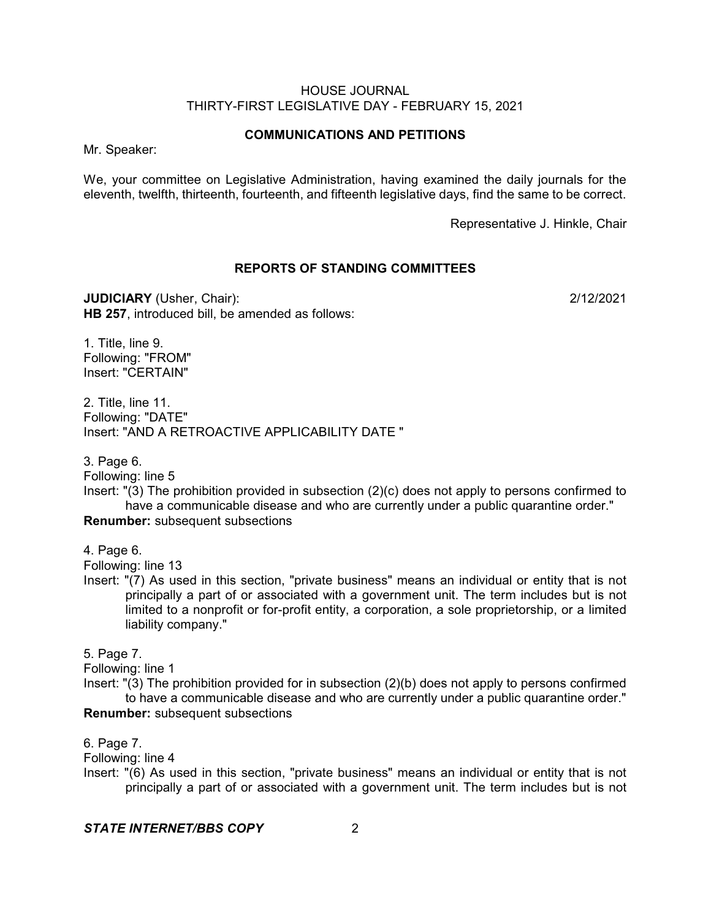## COMMUNICATIONS AND PETITIONS

Mr. Speaker:

We, your committee on Legislative Administration, having examined the daily journals for the eleventh, twelfth, thirteenth, fourteenth, and fifteenth legislative days, find the same to be correct.

Representative J. Hinkle, Chair

## REPORTS OF STANDING COMMITTEES

**JUDICIARY** (Usher, Chair): 2/12/2021

**HB 257**, introduced bill, be amended as follows:

1. Title, line 9.
Following: "FROM"
Insert: "CERTAIN"

2. Title, line 11.
Following: "DATE"
Insert: "AND A RETROACTIVE APPLICABILITY DATE "

3. Page 6.
Following: line 5
Insert: "(3) The prohibition provided in subsection (2)(c) does not apply to persons confirmed to have a communicable disease and who are currently under a public quarantine order."
**Renumber:** subsequent subsections

4. Page 6.
Following: line 13
Insert: "(7) As used in this section, "private business" means an individual or entity that is not principally a part of or associated with a government unit. The term includes but is not limited to a nonprofit or for-profit entity, a corporation, a sole proprietorship, or a limited liability company."

5. Page 7.
Following: line 1
Insert: "(3) The prohibition provided for in subsection (2)(b) does not apply to persons confirmed to have a communicable disease and who are currently under a public quarantine order."
**Renumber:** subsequent subsections

6. Page 7.
Following: line 4
Insert: "(6) As used in this section, "private business" means an individual or entity that is not principally a part of or associated with a government unit. The term includes but is not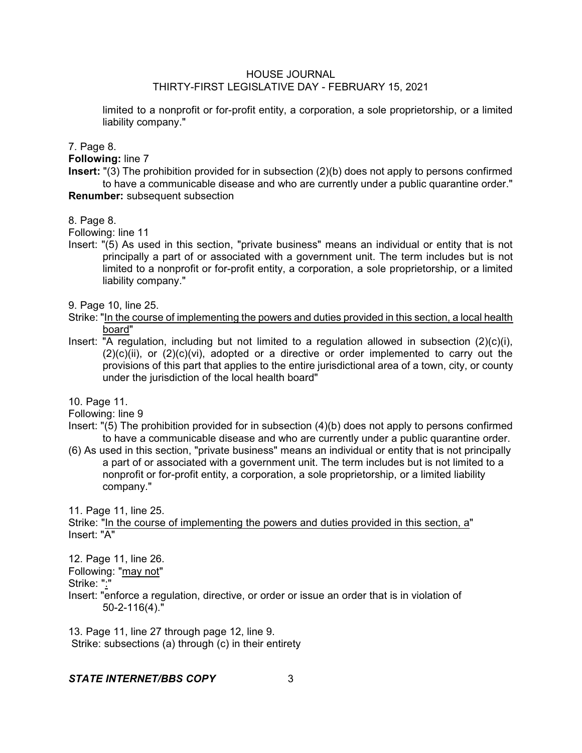limited to a nonprofit or for-profit entity, a corporation, a sole proprietorship, or a limited liability company."

7. Page 8.

**Following:** line 7

**Insert:** "(3) The prohibition provided for in subsection (2)(b) does not apply to persons confirmed to have a communicable disease and who are currently under a public quarantine order."

**Renumber:** subsequent subsection

8. Page 8.

Following: line 11

Insert: "(5) As used in this section, "private business" means an individual or entity that is not principally a part of or associated with a government unit. The term includes but is not limited to a nonprofit or for-profit entity, a corporation, a sole proprietorship, or a limited liability company."

9. Page 10, line 25.

Strike: "In the course of implementing the powers and duties provided in this section, a local health board"

Insert: "A regulation, including but not limited to a regulation allowed in subsection (2)(c)(i), (2)(c)(ii), or (2)(c)(vi), adopted or a directive or order implemented to carry out the provisions of this part that applies to the entire jurisdictional area of a town, city, or county under the jurisdiction of the local health board"

10. Page 11.

Following: line 9

Insert: "(5) The prohibition provided for in subsection (4)(b) does not apply to persons confirmed to have a communicable disease and who are currently under a public quarantine order.

(6) As used in this section, "private business" means an individual or entity that is not principally a part of or associated with a government unit. The term includes but is not limited to a nonprofit or for-profit entity, a corporation, a sole proprietorship, or a limited liability company."

11. Page 11, line 25.

Strike: "In the course of implementing the powers and duties provided in this section, a"

Insert: "A"

12. Page 11, line 26.

Following: "may not"

Strike: ":"

Insert: "enforce a regulation, directive, or order or issue an order that is in violation of 50-2-116(4)."

13. Page 11, line 27 through page 12, line 9.

Strike: subsections (a) through (c) in their entirety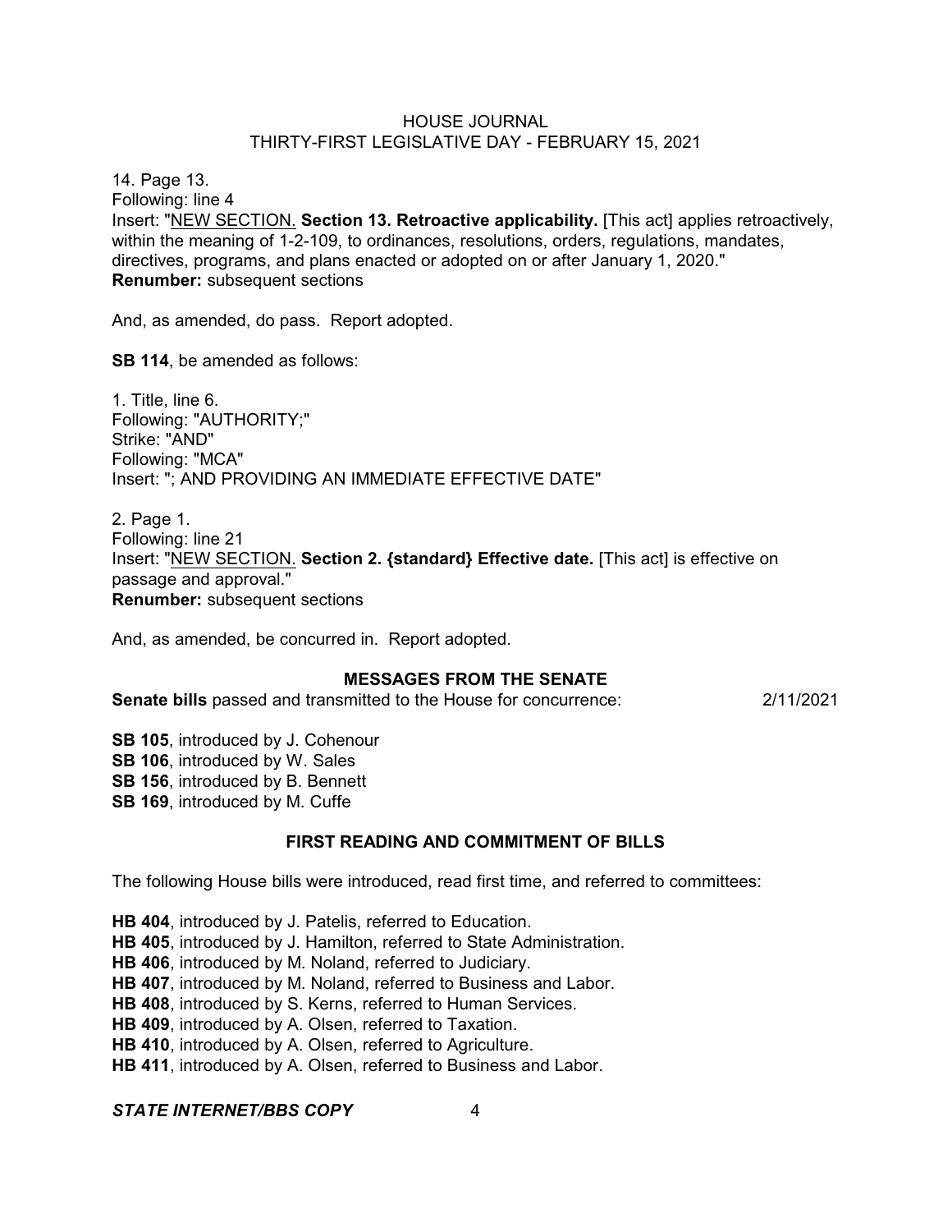14. Page 13.
Following: line 4
Insert: "NEW SECTION. **Section 13. Retroactive applicability.** [This act] applies retroactively, within the meaning of 1-2-109, to ordinances, resolutions, orders, regulations, mandates, directives, programs, and plans enacted or adopted on or after January 1, 2020."
**Renumber:** subsequent sections

And, as amended, do pass. Report adopted.

**SB 114**, be amended as follows:

1. Title, line 6.
Following: "AUTHORITY;"
Strike: "AND"
Following: "MCA"
Insert: "; AND PROVIDING AN IMMEDIATE EFFECTIVE DATE"

2. Page 1.
Following: line 21
Insert: "NEW SECTION. **Section 2. {standard} Effective date.** [This act] is effective on passage and approval."
**Renumber:** subsequent sections

And, as amended, be concurred in. Report adopted.

## MESSAGES FROM THE SENATE

**Senate bills** passed and transmitted to the House for concurrence: 2/11/2021

**SB 105**, introduced by J. Cohenour
**SB 106**, introduced by W. Sales
**SB 156**, introduced by B. Bennett
**SB 169**, introduced by M. Cuffe

## FIRST READING AND COMMITMENT OF BILLS

The following House bills were introduced, read first time, and referred to committees:

**HB 404**, introduced by J. Patelis, referred to Education.
**HB 405**, introduced by J. Hamilton, referred to State Administration.
**HB 406**, introduced by M. Noland, referred to Judiciary.
**HB 407**, introduced by M. Noland, referred to Business and Labor.
**HB 408**, introduced by S. Kerns, referred to Human Services.
**HB 409**, introduced by A. Olsen, referred to Taxation.
**HB 410**, introduced by A. Olsen, referred to Agriculture.
**HB 411**, introduced by A. Olsen, referred to Business and Labor.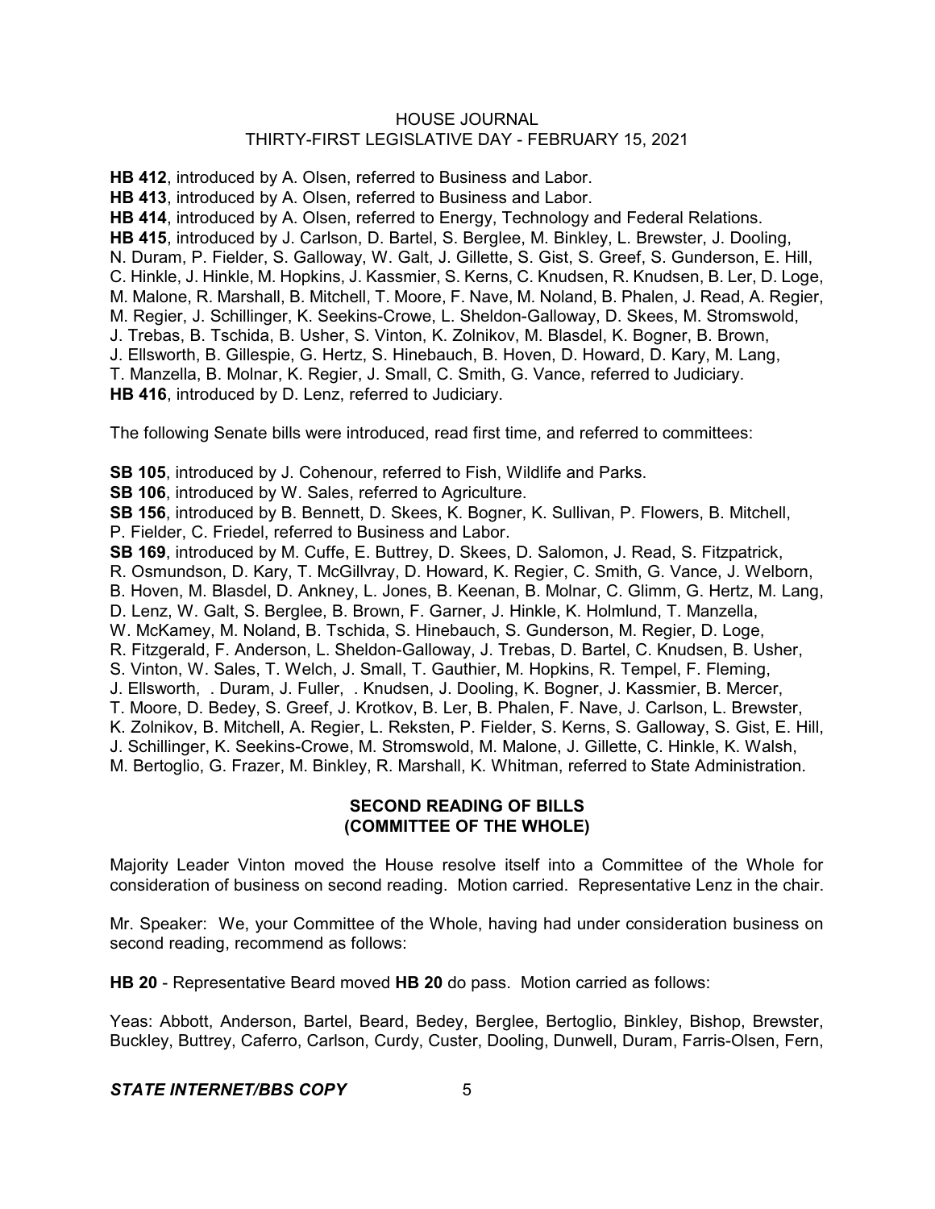**HB 412**, introduced by A. Olsen, referred to Business and Labor.
**HB 413**, introduced by A. Olsen, referred to Business and Labor.
**HB 414**, introduced by A. Olsen, referred to Energy, Technology and Federal Relations.
**HB 415**, introduced by J. Carlson, D. Bartel, S. Berglee, M. Binkley, L. Brewster, J. Dooling, N. Duram, P. Fielder, S. Galloway, W. Galt, J. Gillette, S. Gist, S. Greef, S. Gunderson, E. Hill, C. Hinkle, J. Hinkle, M. Hopkins, J. Kassmier, S. Kerns, C. Knudsen, R. Knudsen, B. Ler, D. Loge, M. Malone, R. Marshall, B. Mitchell, T. Moore, F. Nave, M. Noland, B. Phalen, J. Read, A. Regier, M. Regier, J. Schillinger, K. Seekins-Crowe, L. Sheldon-Galloway, D. Skees, M. Stromswold, J. Trebas, B. Tschida, B. Usher, S. Vinton, K. Zolnikov, M. Blasdel, K. Bogner, B. Brown, J. Ellsworth, B. Gillespie, G. Hertz, S. Hinebauch, B. Hoven, D. Howard, D. Kary, M. Lang, T. Manzella, B. Molnar, K. Regier, J. Small, C. Smith, G. Vance, referred to Judiciary.
**HB 416**, introduced by D. Lenz, referred to Judiciary.

The following Senate bills were introduced, read first time, and referred to committees:

**SB 105**, introduced by J. Cohenour, referred to Fish, Wildlife and Parks.
**SB 106**, introduced by W. Sales, referred to Agriculture.
**SB 156**, introduced by B. Bennett, D. Skees, K. Bogner, K. Sullivan, P. Flowers, B. Mitchell, P. Fielder, C. Friedel, referred to Business and Labor.
**SB 169**, introduced by M. Cuffe, E. Buttrey, D. Skees, D. Salomon, J. Read, S. Fitzpatrick, R. Osmundson, D. Kary, T. McGillvray, D. Howard, K. Regier, C. Smith, G. Vance, J. Welborn, B. Hoven, M. Blasdel, D. Ankney, L. Jones, B. Keenan, B. Molnar, C. Glimm, G. Hertz, M. Lang, D. Lenz, W. Galt, S. Berglee, B. Brown, F. Garner, J. Hinkle, K. Holmlund, T. Manzella, W. McKamey, M. Noland, B. Tschida, S. Hinebauch, S. Gunderson, M. Regier, D. Loge, R. Fitzgerald, F. Anderson, L. Sheldon-Galloway, J. Trebas, D. Bartel, C. Knudsen, B. Usher, S. Vinton, W. Sales, T. Welch, J. Small, T. Gauthier, M. Hopkins, R. Tempel, F. Fleming, J. Ellsworth, . Duram, J. Fuller, . Knudsen, J. Dooling, K. Bogner, J. Kassmier, B. Mercer, T. Moore, D. Bedey, S. Greef, J. Krotkov, B. Ler, B. Phalen, F. Nave, J. Carlson, L. Brewster, K. Zolnikov, B. Mitchell, A. Regier, L. Reksten, P. Fielder, S. Kerns, S. Galloway, S. Gist, E. Hill, J. Schillinger, K. Seekins-Crowe, M. Stromswold, M. Malone, J. Gillette, C. Hinkle, K. Walsh, M. Bertoglio, G. Frazer, M. Binkley, R. Marshall, K. Whitman, referred to State Administration.

## SECOND READING OF BILLS (COMMITTEE OF THE WHOLE)

Majority Leader Vinton moved the House resolve itself into a Committee of the Whole for consideration of business on second reading. Motion carried. Representative Lenz in the chair.

Mr. Speaker: We, your Committee of the Whole, having had under consideration business on second reading, recommend as follows:

**HB 20** - Representative Beard moved **HB 20** do pass. Motion carried as follows:

Yeas: Abbott, Anderson, Bartel, Beard, Bedey, Berglee, Bertoglio, Binkley, Bishop, Brewster, Buckley, Buttrey, Caferro, Carlson, Curdy, Custer, Dooling, Dunwell, Duram, Farris-Olsen, Fern,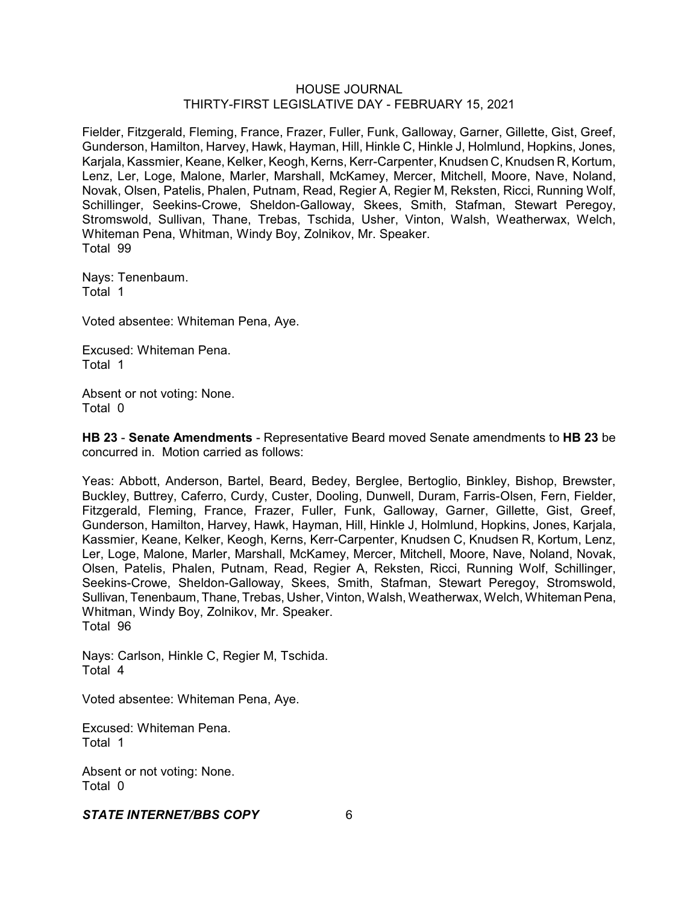Fielder, Fitzgerald, Fleming, France, Frazer, Fuller, Funk, Galloway, Garner, Gillette, Gist, Greef, Gunderson, Hamilton, Harvey, Hawk, Hayman, Hill, Hinkle C, Hinkle J, Holmlund, Hopkins, Jones, Karjala, Kassmier, Keane, Kelker, Keogh, Kerns, Kerr-Carpenter, Knudsen C, Knudsen R, Kortum, Lenz, Ler, Loge, Malone, Marler, Marshall, McKamey, Mercer, Mitchell, Moore, Nave, Noland, Novak, Olsen, Patelis, Phalen, Putnam, Read, Regier A, Regier M, Reksten, Ricci, Running Wolf, Schillinger, Seekins-Crowe, Sheldon-Galloway, Skees, Smith, Stafman, Stewart Peregoy, Stromswold, Sullivan, Thane, Trebas, Tschida, Usher, Vinton, Walsh, Weatherwax, Welch, Whiteman Pena, Whitman, Windy Boy, Zolnikov, Mr. Speaker.
Total 99

Nays: Tenenbaum.
Total 1

Voted absentee: Whiteman Pena, Aye.

Excused: Whiteman Pena.
Total 1

Absent or not voting: None.
Total 0

**HB 23** - **Senate Amendments** - Representative Beard moved Senate amendments to **HB 23** be concurred in. Motion carried as follows:

Yeas: Abbott, Anderson, Bartel, Beard, Bedey, Berglee, Bertoglio, Binkley, Bishop, Brewster, Buckley, Buttrey, Caferro, Curdy, Custer, Dooling, Dunwell, Duram, Farris-Olsen, Fern, Fielder, Fitzgerald, Fleming, France, Frazer, Fuller, Funk, Galloway, Garner, Gillette, Gist, Greef, Gunderson, Hamilton, Harvey, Hawk, Hayman, Hill, Hinkle J, Holmlund, Hopkins, Jones, Karjala, Kassmier, Keane, Kelker, Keogh, Kerns, Kerr-Carpenter, Knudsen C, Knudsen R, Kortum, Lenz, Ler, Loge, Malone, Marler, Marshall, McKamey, Mercer, Mitchell, Moore, Nave, Noland, Novak, Olsen, Patelis, Phalen, Putnam, Read, Regier A, Reksten, Ricci, Running Wolf, Schillinger, Seekins-Crowe, Sheldon-Galloway, Skees, Smith, Stafman, Stewart Peregoy, Stromswold, Sullivan, Tenenbaum, Thane, Trebas, Usher, Vinton, Walsh, Weatherwax, Welch, Whiteman Pena, Whitman, Windy Boy, Zolnikov, Mr. Speaker.
Total 96

Nays: Carlson, Hinkle C, Regier M, Tschida.
Total 4

Voted absentee: Whiteman Pena, Aye.

Excused: Whiteman Pena.
Total 1

Absent or not voting: None.
Total 0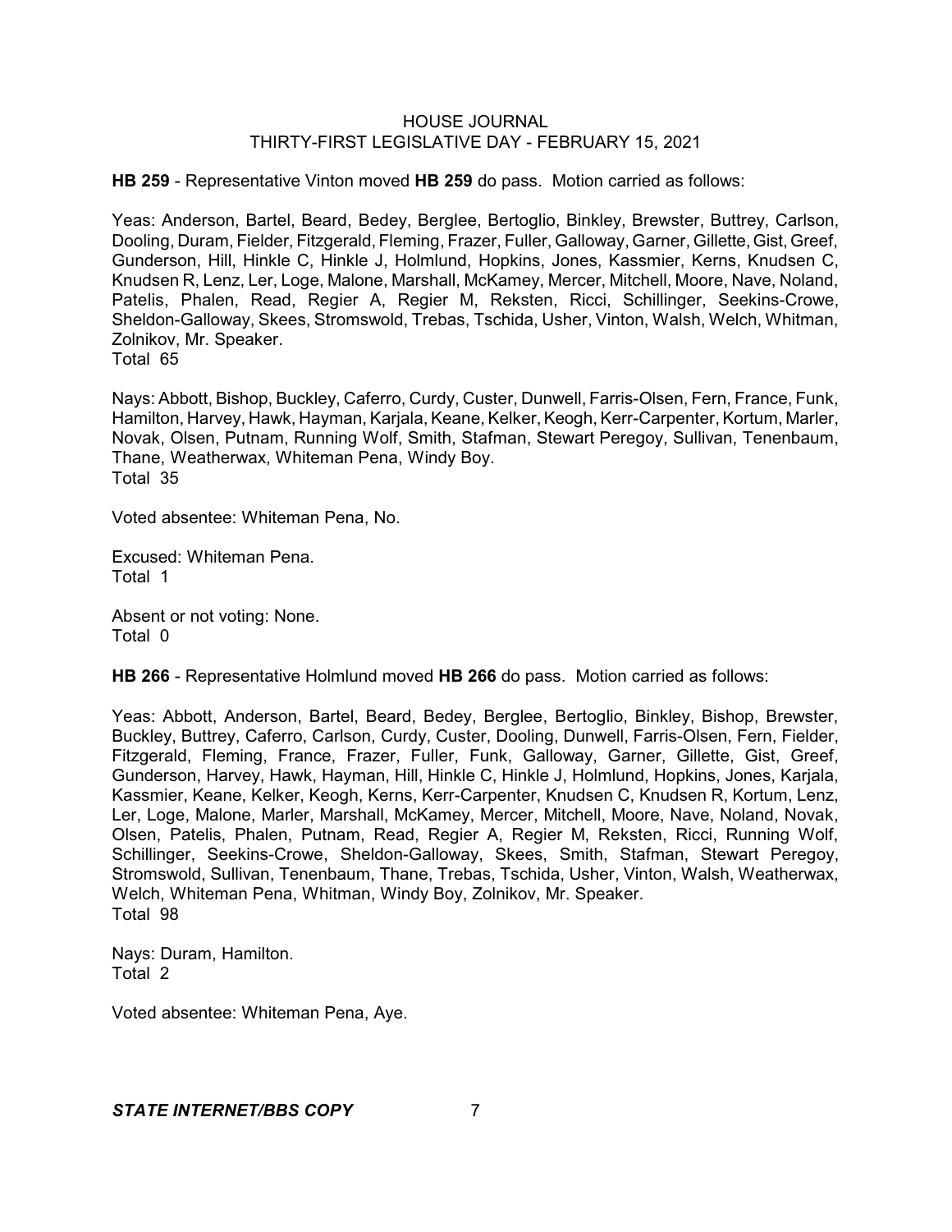**HB 259** - Representative Vinton moved **HB 259** do pass. Motion carried as follows:

Yeas: Anderson, Bartel, Beard, Bedey, Berglee, Bertoglio, Binkley, Brewster, Buttrey, Carlson, Dooling, Duram, Fielder, Fitzgerald, Fleming, Frazer, Fuller, Galloway, Garner, Gillette, Gist, Greef, Gunderson, Hill, Hinkle C, Hinkle J, Holmlund, Hopkins, Jones, Kassmier, Kerns, Knudsen C, Knudsen R, Lenz, Ler, Loge, Malone, Marshall, McKamey, Mercer, Mitchell, Moore, Nave, Noland, Patelis, Phalen, Read, Regier A, Regier M, Reksten, Ricci, Schillinger, Seekins-Crowe, Sheldon-Galloway, Skees, Stromswold, Trebas, Tschida, Usher, Vinton, Walsh, Welch, Whitman, Zolnikov, Mr. Speaker.
Total 65

Nays: Abbott, Bishop, Buckley, Caferro, Curdy, Custer, Dunwell, Farris-Olsen, Fern, France, Funk, Hamilton, Harvey, Hawk, Hayman, Karjala, Keane, Kelker, Keogh, Kerr-Carpenter, Kortum, Marler, Novak, Olsen, Putnam, Running Wolf, Smith, Stafman, Stewart Peregoy, Sullivan, Tenenbaum, Thane, Weatherwax, Whiteman Pena, Windy Boy.
Total 35

Voted absentee: Whiteman Pena, No.

Excused: Whiteman Pena.
Total 1

Absent or not voting: None.
Total 0

**HB 266** - Representative Holmlund moved **HB 266** do pass. Motion carried as follows:

Yeas: Abbott, Anderson, Bartel, Beard, Bedey, Berglee, Bertoglio, Binkley, Bishop, Brewster, Buckley, Buttrey, Caferro, Carlson, Curdy, Custer, Dooling, Dunwell, Farris-Olsen, Fern, Fielder, Fitzgerald, Fleming, France, Frazer, Fuller, Funk, Galloway, Garner, Gillette, Gist, Greef, Gunderson, Harvey, Hawk, Hayman, Hill, Hinkle C, Hinkle J, Holmlund, Hopkins, Jones, Karjala, Kassmier, Keane, Kelker, Keogh, Kerns, Kerr-Carpenter, Knudsen C, Knudsen R, Kortum, Lenz, Ler, Loge, Malone, Marler, Marshall, McKamey, Mercer, Mitchell, Moore, Nave, Noland, Novak, Olsen, Patelis, Phalen, Putnam, Read, Regier A, Regier M, Reksten, Ricci, Running Wolf, Schillinger, Seekins-Crowe, Sheldon-Galloway, Skees, Smith, Stafman, Stewart Peregoy, Stromswold, Sullivan, Tenenbaum, Thane, Trebas, Tschida, Usher, Vinton, Walsh, Weatherwax, Welch, Whiteman Pena, Whitman, Windy Boy, Zolnikov, Mr. Speaker.
Total 98

Nays: Duram, Hamilton.
Total 2

Voted absentee: Whiteman Pena, Aye.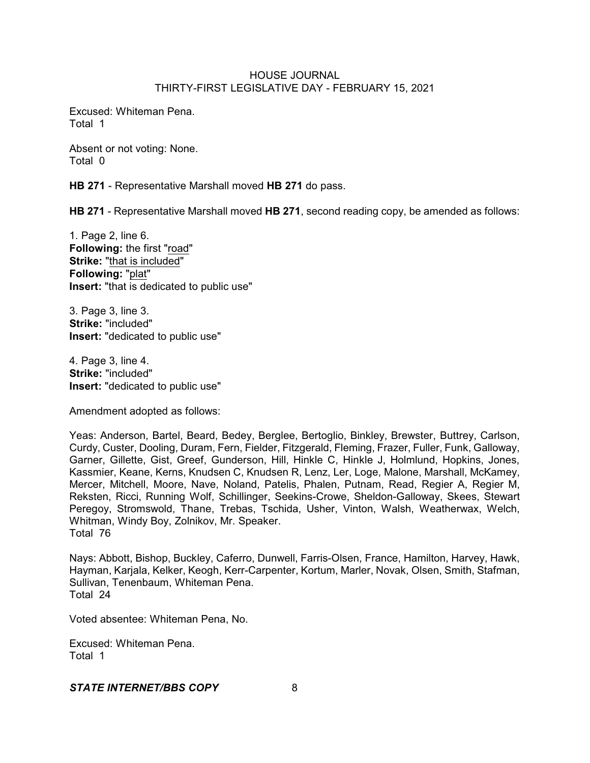Excused: Whiteman Pena.
Total 1

Absent or not voting: None.
Total 0

**HB 271** - Representative Marshall moved **HB 271** do pass.

**HB 271** - Representative Marshall moved **HB 271**, second reading copy, be amended as follows:

1. Page 2, line 6.
**Following:** the first "<u>road</u>"
**Strike:** "<u>that is included</u>"
**Following:** "<u>plat</u>"
**Insert:** "that is dedicated to public use"

3. Page 3, line 3.
**Strike:** "included"
**Insert:** "dedicated to public use"

4. Page 3, line 4.
**Strike:** "included"
**Insert:** "dedicated to public use"

Amendment adopted as follows:

Yeas: Anderson, Bartel, Beard, Bedey, Berglee, Bertoglio, Binkley, Brewster, Buttrey, Carlson, Curdy, Custer, Dooling, Duram, Fern, Fielder, Fitzgerald, Fleming, Frazer, Fuller, Funk, Galloway, Garner, Gillette, Gist, Greef, Gunderson, Hill, Hinkle C, Hinkle J, Holmlund, Hopkins, Jones, Kassmier, Keane, Kerns, Knudsen C, Knudsen R, Lenz, Ler, Loge, Malone, Marshall, McKamey, Mercer, Mitchell, Moore, Nave, Noland, Patelis, Phalen, Putnam, Read, Regier A, Regier M, Reksten, Ricci, Running Wolf, Schillinger, Seekins-Crowe, Sheldon-Galloway, Skees, Stewart Peregoy, Stromswold, Thane, Trebas, Tschida, Usher, Vinton, Walsh, Weatherwax, Welch, Whitman, Windy Boy, Zolnikov, Mr. Speaker.
Total 76

Nays: Abbott, Bishop, Buckley, Caferro, Dunwell, Farris-Olsen, France, Hamilton, Harvey, Hawk, Hayman, Karjala, Kelker, Keogh, Kerr-Carpenter, Kortum, Marler, Novak, Olsen, Smith, Stafman, Sullivan, Tenenbaum, Whiteman Pena.
Total 24

Voted absentee: Whiteman Pena, No.

Excused: Whiteman Pena.
Total 1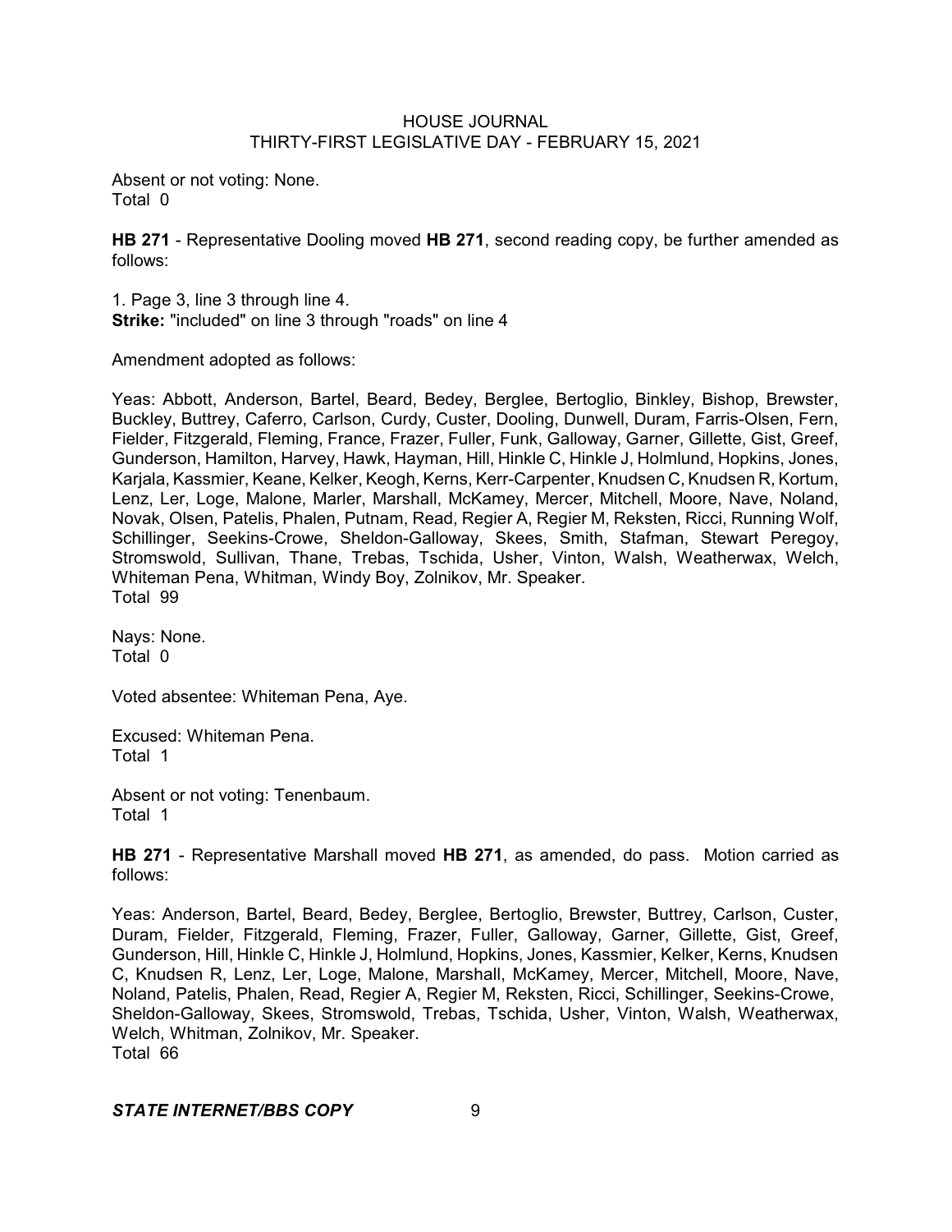Absent or not voting: None.
Total 0

**HB 271** - Representative Dooling moved **HB 271**, second reading copy, be further amended as follows:

1. Page 3, line 3 through line 4.
**Strike:** "included" on line 3 through "roads" on line 4

Amendment adopted as follows:

Yeas: Abbott, Anderson, Bartel, Beard, Bedey, Berglee, Bertoglio, Binkley, Bishop, Brewster, Buckley, Buttrey, Caferro, Carlson, Curdy, Custer, Dooling, Dunwell, Duram, Farris-Olsen, Fern, Fielder, Fitzgerald, Fleming, France, Frazer, Fuller, Funk, Galloway, Garner, Gillette, Gist, Greef, Gunderson, Hamilton, Harvey, Hawk, Hayman, Hill, Hinkle C, Hinkle J, Holmlund, Hopkins, Jones, Karjala, Kassmier, Keane, Kelker, Keogh, Kerns, Kerr-Carpenter, Knudsen C, Knudsen R, Kortum, Lenz, Ler, Loge, Malone, Marler, Marshall, McKamey, Mercer, Mitchell, Moore, Nave, Noland, Novak, Olsen, Patelis, Phalen, Putnam, Read, Regier A, Regier M, Reksten, Ricci, Running Wolf, Schillinger, Seekins-Crowe, Sheldon-Galloway, Skees, Smith, Stafman, Stewart Peregoy, Stromswold, Sullivan, Thane, Trebas, Tschida, Usher, Vinton, Walsh, Weatherwax, Welch, Whiteman Pena, Whitman, Windy Boy, Zolnikov, Mr. Speaker.
Total 99

Nays: None.
Total 0

Voted absentee: Whiteman Pena, Aye.

Excused: Whiteman Pena.
Total 1

Absent or not voting: Tenenbaum.
Total 1

**HB 271** - Representative Marshall moved **HB 271**, as amended, do pass. Motion carried as follows:

Yeas: Anderson, Bartel, Beard, Bedey, Berglee, Bertoglio, Brewster, Buttrey, Carlson, Custer, Duram, Fielder, Fitzgerald, Fleming, Frazer, Fuller, Galloway, Garner, Gillette, Gist, Greef, Gunderson, Hill, Hinkle C, Hinkle J, Holmlund, Hopkins, Jones, Kassmier, Kelker, Kerns, Knudsen C, Knudsen R, Lenz, Ler, Loge, Malone, Marshall, McKamey, Mercer, Mitchell, Moore, Nave, Noland, Patelis, Phalen, Read, Regier A, Regier M, Reksten, Ricci, Schillinger, Seekins-Crowe, Sheldon-Galloway, Skees, Stromswold, Trebas, Tschida, Usher, Vinton, Walsh, Weatherwax, Welch, Whitman, Zolnikov, Mr. Speaker.
Total 66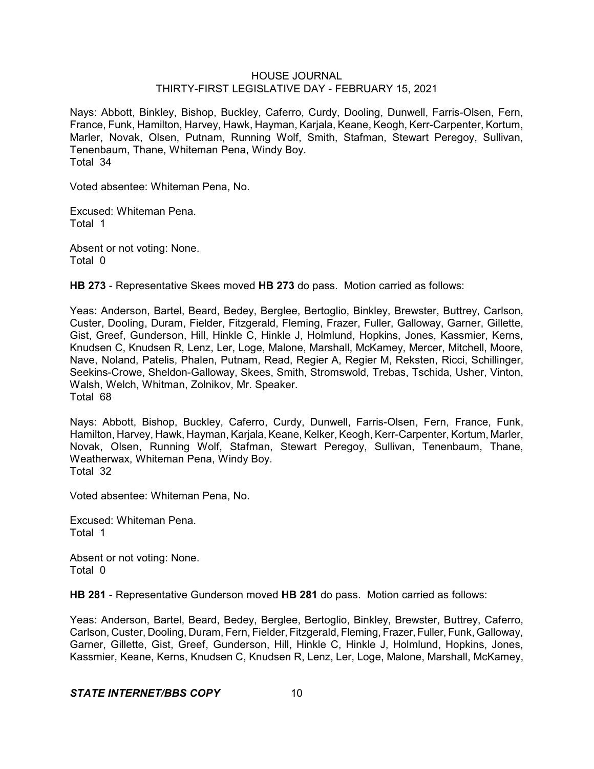Nays: Abbott, Binkley, Bishop, Buckley, Caferro, Curdy, Dooling, Dunwell, Farris-Olsen, Fern, France, Funk, Hamilton, Harvey, Hawk, Hayman, Karjala, Keane, Keogh, Kerr-Carpenter, Kortum, Marler, Novak, Olsen, Putnam, Running Wolf, Smith, Stafman, Stewart Peregoy, Sullivan, Tenenbaum, Thane, Whiteman Pena, Windy Boy.
Total 34

Voted absentee: Whiteman Pena, No.

Excused: Whiteman Pena.
Total 1

Absent or not voting: None.
Total 0

**HB 273** - Representative Skees moved **HB 273** do pass. Motion carried as follows:

Yeas: Anderson, Bartel, Beard, Bedey, Berglee, Bertoglio, Binkley, Brewster, Buttrey, Carlson, Custer, Dooling, Duram, Fielder, Fitzgerald, Fleming, Frazer, Fuller, Galloway, Garner, Gillette, Gist, Greef, Gunderson, Hill, Hinkle C, Hinkle J, Holmlund, Hopkins, Jones, Kassmier, Kerns, Knudsen C, Knudsen R, Lenz, Ler, Loge, Malone, Marshall, McKamey, Mercer, Mitchell, Moore, Nave, Noland, Patelis, Phalen, Putnam, Read, Regier A, Regier M, Reksten, Ricci, Schillinger, Seekins-Crowe, Sheldon-Galloway, Skees, Smith, Stromswold, Trebas, Tschida, Usher, Vinton, Walsh, Welch, Whitman, Zolnikov, Mr. Speaker.
Total 68

Nays: Abbott, Bishop, Buckley, Caferro, Curdy, Dunwell, Farris-Olsen, Fern, France, Funk, Hamilton, Harvey, Hawk, Hayman, Karjala, Keane, Kelker, Keogh, Kerr-Carpenter, Kortum, Marler, Novak, Olsen, Running Wolf, Stafman, Stewart Peregoy, Sullivan, Tenenbaum, Thane, Weatherwax, Whiteman Pena, Windy Boy.
Total 32

Voted absentee: Whiteman Pena, No.

Excused: Whiteman Pena.
Total 1

Absent or not voting: None.
Total 0

**HB 281** - Representative Gunderson moved **HB 281** do pass. Motion carried as follows:

Yeas: Anderson, Bartel, Beard, Bedey, Berglee, Bertoglio, Binkley, Brewster, Buttrey, Caferro, Carlson, Custer, Dooling, Duram, Fern, Fielder, Fitzgerald, Fleming, Frazer, Fuller, Funk, Galloway, Garner, Gillette, Gist, Greef, Gunderson, Hill, Hinkle C, Hinkle J, Holmlund, Hopkins, Jones, Kassmier, Keane, Kerns, Knudsen C, Knudsen R, Lenz, Ler, Loge, Malone, Marshall, McKamey,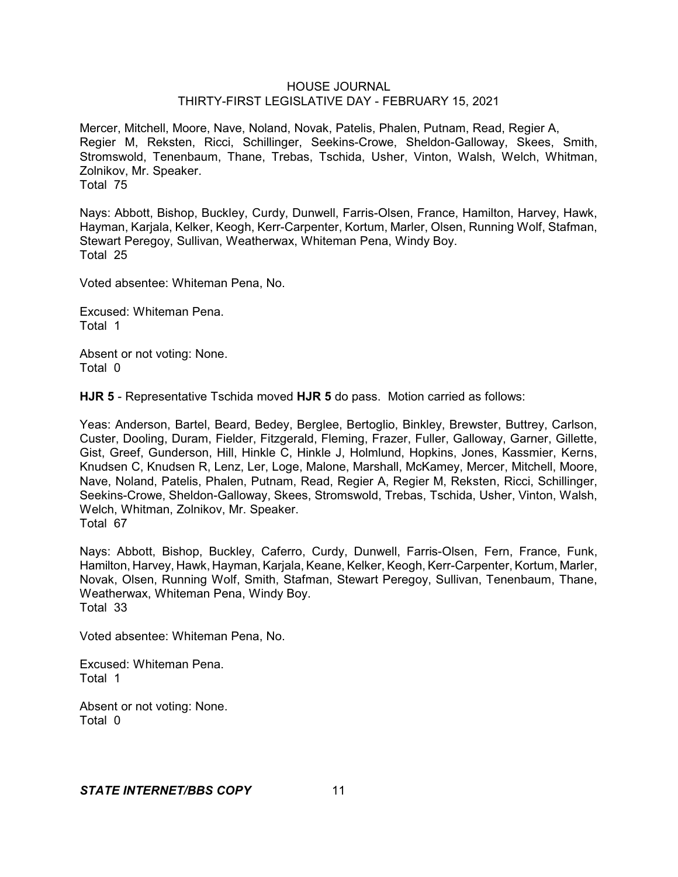Mercer, Mitchell, Moore, Nave, Noland, Novak, Patelis, Phalen, Putnam, Read, Regier A, Regier M, Reksten, Ricci, Schillinger, Seekins-Crowe, Sheldon-Galloway, Skees, Smith, Stromswold, Tenenbaum, Thane, Trebas, Tschida, Usher, Vinton, Walsh, Welch, Whitman, Zolnikov, Mr. Speaker.
Total 75

Nays: Abbott, Bishop, Buckley, Curdy, Dunwell, Farris-Olsen, France, Hamilton, Harvey, Hawk, Hayman, Karjala, Kelker, Keogh, Kerr-Carpenter, Kortum, Marler, Olsen, Running Wolf, Stafman, Stewart Peregoy, Sullivan, Weatherwax, Whiteman Pena, Windy Boy.
Total 25

Voted absentee: Whiteman Pena, No.

Excused: Whiteman Pena.
Total 1

Absent or not voting: None.
Total 0

**HJR 5** - Representative Tschida moved **HJR 5** do pass. Motion carried as follows:

Yeas: Anderson, Bartel, Beard, Bedey, Berglee, Bertoglio, Binkley, Brewster, Buttrey, Carlson, Custer, Dooling, Duram, Fielder, Fitzgerald, Fleming, Frazer, Fuller, Galloway, Garner, Gillette, Gist, Greef, Gunderson, Hill, Hinkle C, Hinkle J, Holmlund, Hopkins, Jones, Kassmier, Kerns, Knudsen C, Knudsen R, Lenz, Ler, Loge, Malone, Marshall, McKamey, Mercer, Mitchell, Moore, Nave, Noland, Patelis, Phalen, Putnam, Read, Regier A, Regier M, Reksten, Ricci, Schillinger, Seekins-Crowe, Sheldon-Galloway, Skees, Stromswold, Trebas, Tschida, Usher, Vinton, Walsh, Welch, Whitman, Zolnikov, Mr. Speaker.
Total 67

Nays: Abbott, Bishop, Buckley, Caferro, Curdy, Dunwell, Farris-Olsen, Fern, France, Funk, Hamilton, Harvey, Hawk, Hayman, Karjala, Keane, Kelker, Keogh, Kerr-Carpenter, Kortum, Marler, Novak, Olsen, Running Wolf, Smith, Stafman, Stewart Peregoy, Sullivan, Tenenbaum, Thane, Weatherwax, Whiteman Pena, Windy Boy.
Total 33

Voted absentee: Whiteman Pena, No.

Excused: Whiteman Pena.
Total 1

Absent or not voting: None.
Total 0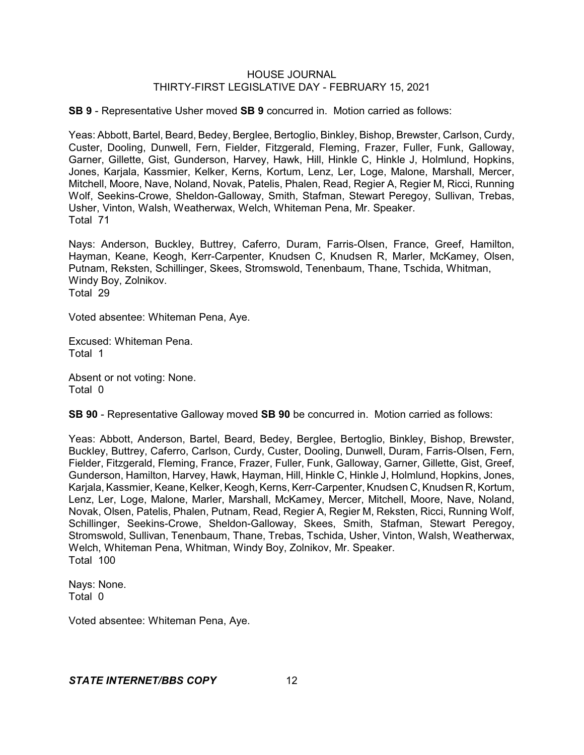**SB 9** - Representative Usher moved **SB 9** concurred in. Motion carried as follows:

Yeas: Abbott, Bartel, Beard, Bedey, Berglee, Bertoglio, Binkley, Bishop, Brewster, Carlson, Curdy, Custer, Dooling, Dunwell, Fern, Fielder, Fitzgerald, Fleming, Frazer, Fuller, Funk, Galloway, Garner, Gillette, Gist, Gunderson, Harvey, Hawk, Hill, Hinkle C, Hinkle J, Holmlund, Hopkins, Jones, Karjala, Kassmier, Kelker, Kerns, Kortum, Lenz, Ler, Loge, Malone, Marshall, Mercer, Mitchell, Moore, Nave, Noland, Novak, Patelis, Phalen, Read, Regier A, Regier M, Ricci, Running Wolf, Seekins-Crowe, Sheldon-Galloway, Smith, Stafman, Stewart Peregoy, Sullivan, Trebas, Usher, Vinton, Walsh, Weatherwax, Welch, Whiteman Pena, Mr. Speaker.
Total 71

Nays: Anderson, Buckley, Buttrey, Caferro, Duram, Farris-Olsen, France, Greef, Hamilton, Hayman, Keane, Keogh, Kerr-Carpenter, Knudsen C, Knudsen R, Marler, McKamey, Olsen, Putnam, Reksten, Schillinger, Skees, Stromswold, Tenenbaum, Thane, Tschida, Whitman, Windy Boy, Zolnikov.
Total 29

Voted absentee: Whiteman Pena, Aye.

Excused: Whiteman Pena.
Total 1

Absent or not voting: None.
Total 0

**SB 90** - Representative Galloway moved **SB 90** be concurred in. Motion carried as follows:

Yeas: Abbott, Anderson, Bartel, Beard, Bedey, Berglee, Bertoglio, Binkley, Bishop, Brewster, Buckley, Buttrey, Caferro, Carlson, Curdy, Custer, Dooling, Dunwell, Duram, Farris-Olsen, Fern, Fielder, Fitzgerald, Fleming, France, Frazer, Fuller, Funk, Galloway, Garner, Gillette, Gist, Greef, Gunderson, Hamilton, Harvey, Hawk, Hayman, Hill, Hinkle C, Hinkle J, Holmlund, Hopkins, Jones, Karjala, Kassmier, Keane, Kelker, Keogh, Kerns, Kerr-Carpenter, Knudsen C, Knudsen R, Kortum, Lenz, Ler, Loge, Malone, Marler, Marshall, McKamey, Mercer, Mitchell, Moore, Nave, Noland, Novak, Olsen, Patelis, Phalen, Putnam, Read, Regier A, Regier M, Reksten, Ricci, Running Wolf, Schillinger, Seekins-Crowe, Sheldon-Galloway, Skees, Smith, Stafman, Stewart Peregoy, Stromswold, Sullivan, Tenenbaum, Thane, Trebas, Tschida, Usher, Vinton, Walsh, Weatherwax, Welch, Whiteman Pena, Whitman, Windy Boy, Zolnikov, Mr. Speaker.
Total 100

Nays: None.
Total 0

Voted absentee: Whiteman Pena, Aye.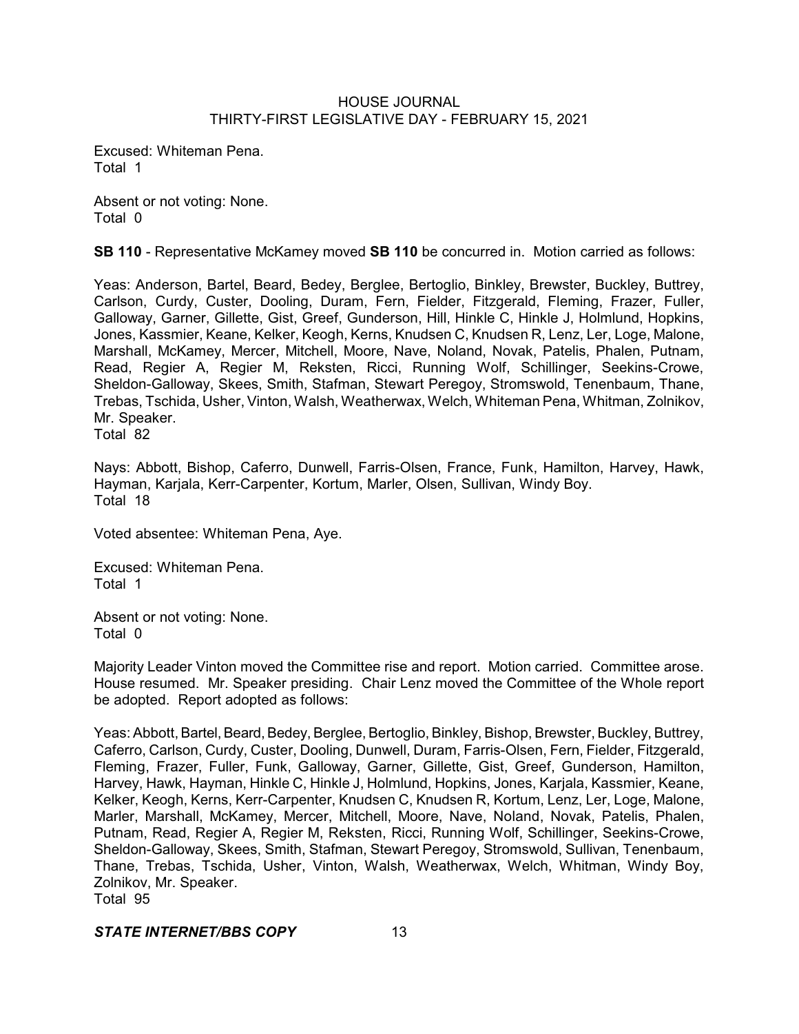Excused: Whiteman Pena.
Total 1

Absent or not voting: None.
Total 0

**SB 110** - Representative McKamey moved **SB 110** be concurred in. Motion carried as follows:

Yeas: Anderson, Bartel, Beard, Bedey, Berglee, Bertoglio, Binkley, Brewster, Buckley, Buttrey, Carlson, Curdy, Custer, Dooling, Duram, Fern, Fielder, Fitzgerald, Fleming, Frazer, Fuller, Galloway, Garner, Gillette, Gist, Greef, Gunderson, Hill, Hinkle C, Hinkle J, Holmlund, Hopkins, Jones, Kassmier, Keane, Kelker, Keogh, Kerns, Knudsen C, Knudsen R, Lenz, Ler, Loge, Malone, Marshall, McKamey, Mercer, Mitchell, Moore, Nave, Noland, Novak, Patelis, Phalen, Putnam, Read, Regier A, Regier M, Reksten, Ricci, Running Wolf, Schillinger, Seekins-Crowe, Sheldon-Galloway, Skees, Smith, Stafman, Stewart Peregoy, Stromswold, Tenenbaum, Thane, Trebas, Tschida, Usher, Vinton, Walsh, Weatherwax, Welch, Whiteman Pena, Whitman, Zolnikov, Mr. Speaker.
Total 82

Nays: Abbott, Bishop, Caferro, Dunwell, Farris-Olsen, France, Funk, Hamilton, Harvey, Hawk, Hayman, Karjala, Kerr-Carpenter, Kortum, Marler, Olsen, Sullivan, Windy Boy.
Total 18

Voted absentee: Whiteman Pena, Aye.

Excused: Whiteman Pena.
Total 1

Absent or not voting: None.
Total 0

Majority Leader Vinton moved the Committee rise and report. Motion carried. Committee arose. House resumed. Mr. Speaker presiding. Chair Lenz moved the Committee of the Whole report be adopted. Report adopted as follows:

Yeas: Abbott, Bartel, Beard, Bedey, Berglee, Bertoglio, Binkley, Bishop, Brewster, Buckley, Buttrey, Caferro, Carlson, Curdy, Custer, Dooling, Dunwell, Duram, Farris-Olsen, Fern, Fielder, Fitzgerald, Fleming, Frazer, Fuller, Funk, Galloway, Garner, Gillette, Gist, Greef, Gunderson, Hamilton, Harvey, Hawk, Hayman, Hinkle C, Hinkle J, Holmlund, Hopkins, Jones, Karjala, Kassmier, Keane, Kelker, Keogh, Kerns, Kerr-Carpenter, Knudsen C, Knudsen R, Kortum, Lenz, Ler, Loge, Malone, Marler, Marshall, McKamey, Mercer, Mitchell, Moore, Nave, Noland, Novak, Patelis, Phalen, Putnam, Read, Regier A, Regier M, Reksten, Ricci, Running Wolf, Schillinger, Seekins-Crowe, Sheldon-Galloway, Skees, Smith, Stafman, Stewart Peregoy, Stromswold, Sullivan, Tenenbaum, Thane, Trebas, Tschida, Usher, Vinton, Walsh, Weatherwax, Welch, Whitman, Windy Boy, Zolnikov, Mr. Speaker.
Total 95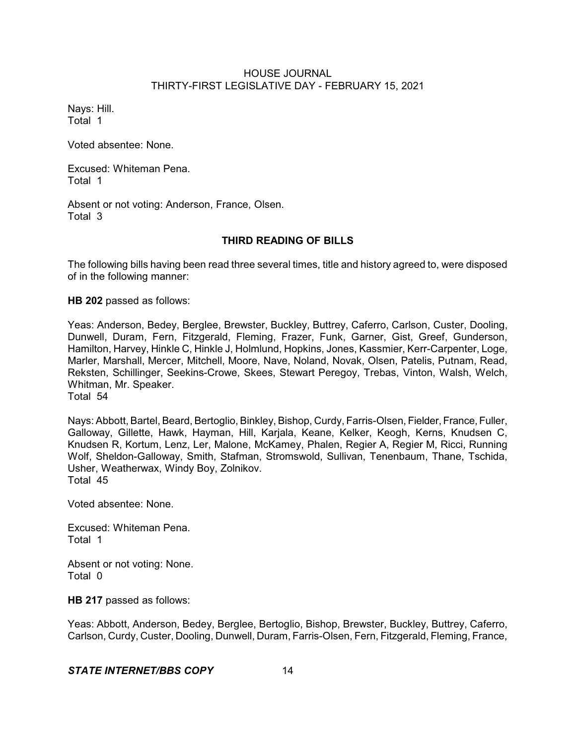Nays: Hill.
Total 1

Voted absentee: None.

Excused: Whiteman Pena.
Total 1

Absent or not voting: Anderson, France, Olsen.
Total 3

## THIRD READING OF BILLS

The following bills having been read three several times, title and history agreed to, were disposed of in the following manner:

**HB 202** passed as follows:

Yeas: Anderson, Bedey, Berglee, Brewster, Buckley, Buttrey, Caferro, Carlson, Custer, Dooling, Dunwell, Duram, Fern, Fitzgerald, Fleming, Frazer, Funk, Garner, Gist, Greef, Gunderson, Hamilton, Harvey, Hinkle C, Hinkle J, Holmlund, Hopkins, Jones, Kassmier, Kerr-Carpenter, Loge, Marler, Marshall, Mercer, Mitchell, Moore, Nave, Noland, Novak, Olsen, Patelis, Putnam, Read, Reksten, Schillinger, Seekins-Crowe, Skees, Stewart Peregoy, Trebas, Vinton, Walsh, Welch, Whitman, Mr. Speaker.
Total 54

Nays: Abbott, Bartel, Beard, Bertoglio, Binkley, Bishop, Curdy, Farris-Olsen, Fielder, France, Fuller, Galloway, Gillette, Hawk, Hayman, Hill, Karjala, Keane, Kelker, Keogh, Kerns, Knudsen C, Knudsen R, Kortum, Lenz, Ler, Malone, McKamey, Phalen, Regier A, Regier M, Ricci, Running Wolf, Sheldon-Galloway, Smith, Stafman, Stromswold, Sullivan, Tenenbaum, Thane, Tschida, Usher, Weatherwax, Windy Boy, Zolnikov.
Total 45

Voted absentee: None.

Excused: Whiteman Pena.
Total 1

Absent or not voting: None.
Total 0

**HB 217** passed as follows:

Yeas: Abbott, Anderson, Bedey, Berglee, Bertoglio, Bishop, Brewster, Buckley, Buttrey, Caferro, Carlson, Curdy, Custer, Dooling, Dunwell, Duram, Farris-Olsen, Fern, Fitzgerald, Fleming, France,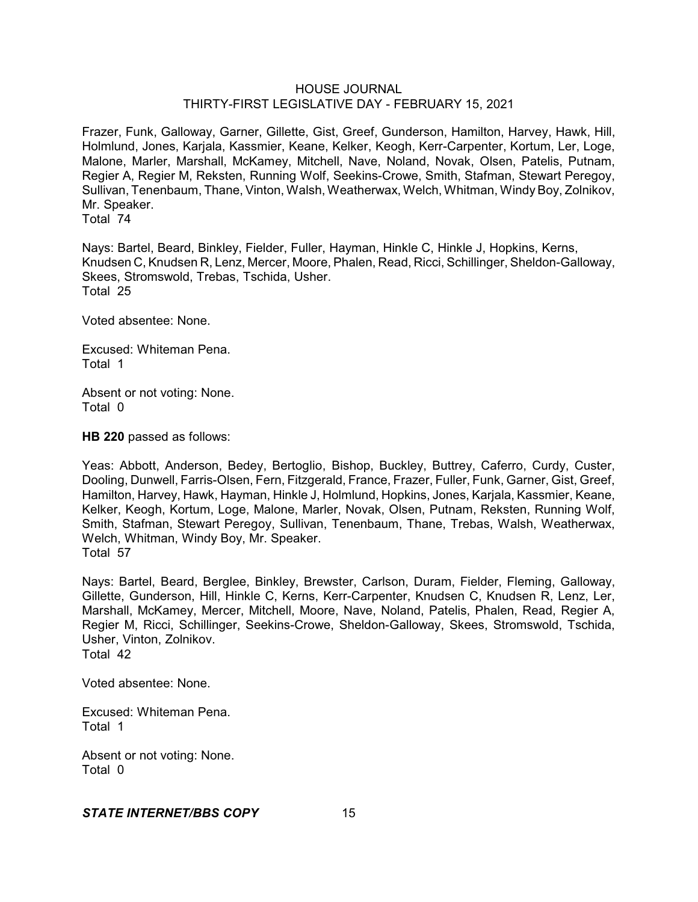Frazer, Funk, Galloway, Garner, Gillette, Gist, Greef, Gunderson, Hamilton, Harvey, Hawk, Hill, Holmlund, Jones, Karjala, Kassmier, Keane, Kelker, Keogh, Kerr-Carpenter, Kortum, Ler, Loge, Malone, Marler, Marshall, McKamey, Mitchell, Nave, Noland, Novak, Olsen, Patelis, Putnam, Regier A, Regier M, Reksten, Running Wolf, Seekins-Crowe, Smith, Stafman, Stewart Peregoy, Sullivan, Tenenbaum, Thane, Vinton, Walsh, Weatherwax, Welch, Whitman, Windy Boy, Zolnikov, Mr. Speaker.
Total 74

Nays: Bartel, Beard, Binkley, Fielder, Fuller, Hayman, Hinkle C, Hinkle J, Hopkins, Kerns, Knudsen C, Knudsen R, Lenz, Mercer, Moore, Phalen, Read, Ricci, Schillinger, Sheldon-Galloway, Skees, Stromswold, Trebas, Tschida, Usher.
Total 25

Voted absentee: None.

Excused: Whiteman Pena.
Total 1

Absent or not voting: None.
Total 0

**HB 220** passed as follows:

Yeas: Abbott, Anderson, Bedey, Bertoglio, Bishop, Buckley, Buttrey, Caferro, Curdy, Custer, Dooling, Dunwell, Farris-Olsen, Fern, Fitzgerald, France, Frazer, Fuller, Funk, Garner, Gist, Greef, Hamilton, Harvey, Hawk, Hayman, Hinkle J, Holmlund, Hopkins, Jones, Karjala, Kassmier, Keane, Kelker, Keogh, Kortum, Loge, Malone, Marler, Novak, Olsen, Putnam, Reksten, Running Wolf, Smith, Stafman, Stewart Peregoy, Sullivan, Tenenbaum, Thane, Trebas, Walsh, Weatherwax, Welch, Whitman, Windy Boy, Mr. Speaker.
Total 57

Nays: Bartel, Beard, Berglee, Binkley, Brewster, Carlson, Duram, Fielder, Fleming, Galloway, Gillette, Gunderson, Hill, Hinkle C, Kerns, Kerr-Carpenter, Knudsen C, Knudsen R, Lenz, Ler, Marshall, McKamey, Mercer, Mitchell, Moore, Nave, Noland, Patelis, Phalen, Read, Regier A, Regier M, Ricci, Schillinger, Seekins-Crowe, Sheldon-Galloway, Skees, Stromswold, Tschida, Usher, Vinton, Zolnikov.
Total 42

Voted absentee: None.

Excused: Whiteman Pena.
Total 1

Absent or not voting: None.
Total 0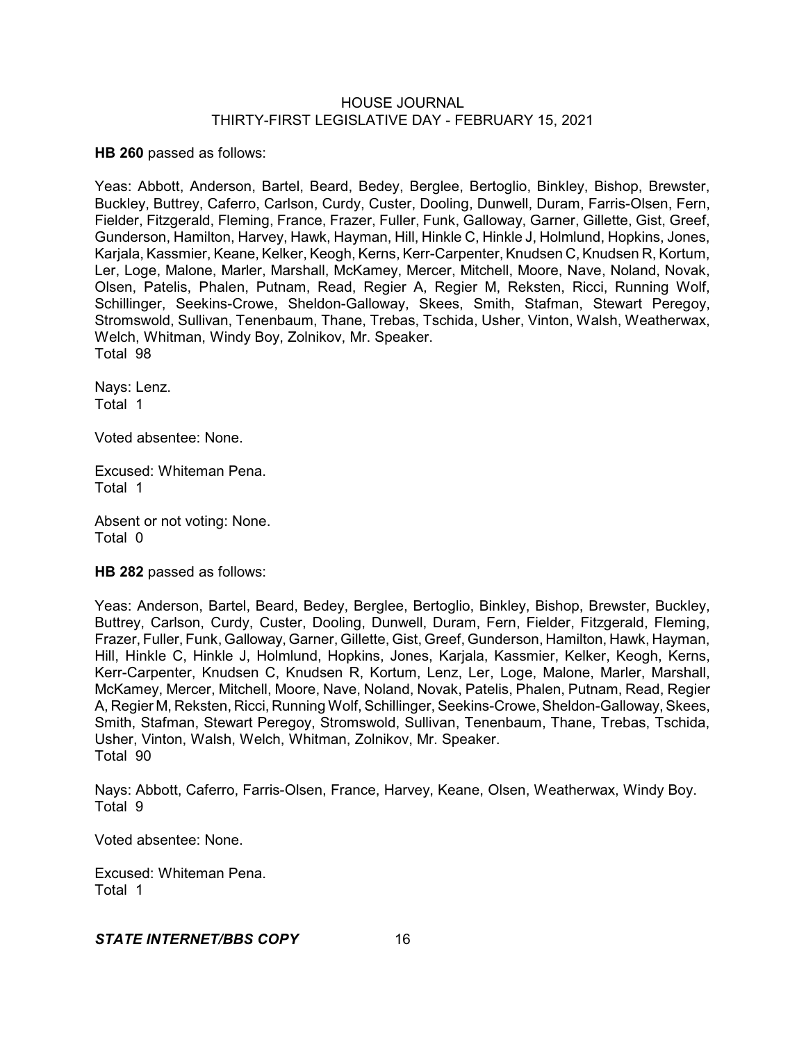**HB 260** passed as follows:

Yeas: Abbott, Anderson, Bartel, Beard, Bedey, Berglee, Bertoglio, Binkley, Bishop, Brewster, Buckley, Buttrey, Caferro, Carlson, Curdy, Custer, Dooling, Dunwell, Duram, Farris-Olsen, Fern, Fielder, Fitzgerald, Fleming, France, Frazer, Fuller, Funk, Galloway, Garner, Gillette, Gist, Greef, Gunderson, Hamilton, Harvey, Hawk, Hayman, Hill, Hinkle C, Hinkle J, Holmlund, Hopkins, Jones, Karjala, Kassmier, Keane, Kelker, Keogh, Kerns, Kerr-Carpenter, Knudsen C, Knudsen R, Kortum, Ler, Loge, Malone, Marler, Marshall, McKamey, Mercer, Mitchell, Moore, Nave, Noland, Novak, Olsen, Patelis, Phalen, Putnam, Read, Regier A, Regier M, Reksten, Ricci, Running Wolf, Schillinger, Seekins-Crowe, Sheldon-Galloway, Skees, Smith, Stafman, Stewart Peregoy, Stromswold, Sullivan, Tenenbaum, Thane, Trebas, Tschida, Usher, Vinton, Walsh, Weatherwax, Welch, Whitman, Windy Boy, Zolnikov, Mr. Speaker.
Total 98

Nays: Lenz.
Total 1

Voted absentee: None.

Excused: Whiteman Pena.
Total 1

Absent or not voting: None.
Total 0

**HB 282** passed as follows:

Yeas: Anderson, Bartel, Beard, Bedey, Berglee, Bertoglio, Binkley, Bishop, Brewster, Buckley, Buttrey, Carlson, Curdy, Custer, Dooling, Dunwell, Duram, Fern, Fielder, Fitzgerald, Fleming, Frazer, Fuller, Funk, Galloway, Garner, Gillette, Gist, Greef, Gunderson, Hamilton, Hawk, Hayman, Hill, Hinkle C, Hinkle J, Holmlund, Hopkins, Jones, Karjala, Kassmier, Kelker, Keogh, Kerns, Kerr-Carpenter, Knudsen C, Knudsen R, Kortum, Lenz, Ler, Loge, Malone, Marler, Marshall, McKamey, Mercer, Mitchell, Moore, Nave, Noland, Novak, Patelis, Phalen, Putnam, Read, Regier A, Regier M, Reksten, Ricci, Running Wolf, Schillinger, Seekins-Crowe, Sheldon-Galloway, Skees, Smith, Stafman, Stewart Peregoy, Stromswold, Sullivan, Tenenbaum, Thane, Trebas, Tschida, Usher, Vinton, Walsh, Welch, Whitman, Zolnikov, Mr. Speaker.
Total 90

Nays: Abbott, Caferro, Farris-Olsen, France, Harvey, Keane, Olsen, Weatherwax, Windy Boy.
Total 9

Voted absentee: None.

Excused: Whiteman Pena.
Total 1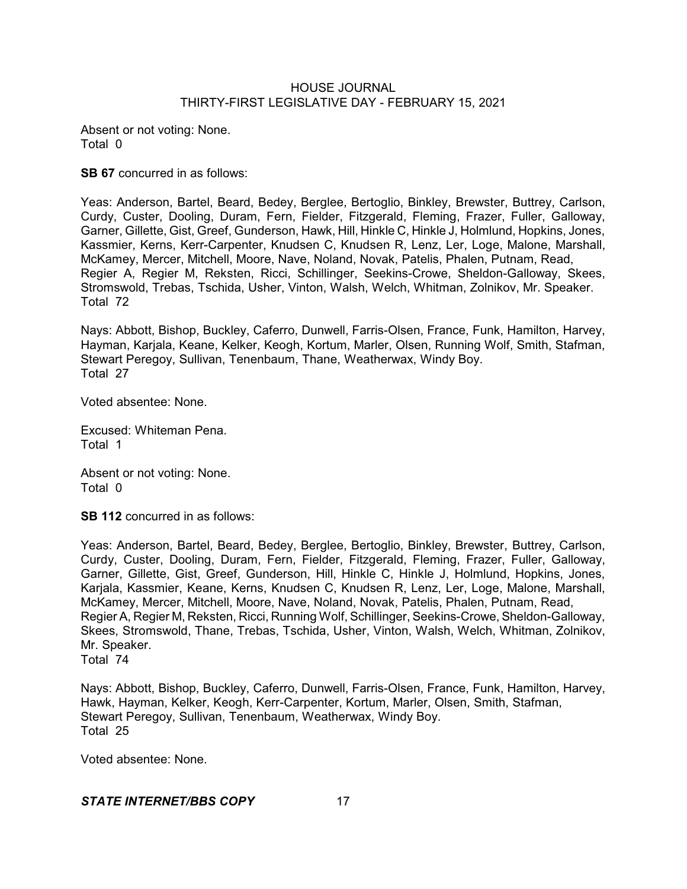Absent or not voting: None.
Total 0

**SB 67** concurred in as follows:

Yeas: Anderson, Bartel, Beard, Bedey, Berglee, Bertoglio, Binkley, Brewster, Buttrey, Carlson, Curdy, Custer, Dooling, Duram, Fern, Fielder, Fitzgerald, Fleming, Frazer, Fuller, Galloway, Garner, Gillette, Gist, Greef, Gunderson, Hawk, Hill, Hinkle C, Hinkle J, Holmlund, Hopkins, Jones, Kassmier, Kerns, Kerr-Carpenter, Knudsen C, Knudsen R, Lenz, Ler, Loge, Malone, Marshall, McKamey, Mercer, Mitchell, Moore, Nave, Noland, Novak, Patelis, Phalen, Putnam, Read, Regier A, Regier M, Reksten, Ricci, Schillinger, Seekins-Crowe, Sheldon-Galloway, Skees, Stromswold, Trebas, Tschida, Usher, Vinton, Walsh, Welch, Whitman, Zolnikov, Mr. Speaker.
Total 72

Nays: Abbott, Bishop, Buckley, Caferro, Dunwell, Farris-Olsen, France, Funk, Hamilton, Harvey, Hayman, Karjala, Keane, Kelker, Keogh, Kortum, Marler, Olsen, Running Wolf, Smith, Stafman, Stewart Peregoy, Sullivan, Tenenbaum, Thane, Weatherwax, Windy Boy.
Total 27

Voted absentee: None.

Excused: Whiteman Pena.
Total 1

Absent or not voting: None.
Total 0

**SB 112** concurred in as follows:

Yeas: Anderson, Bartel, Beard, Bedey, Berglee, Bertoglio, Binkley, Brewster, Buttrey, Carlson, Curdy, Custer, Dooling, Duram, Fern, Fielder, Fitzgerald, Fleming, Frazer, Fuller, Galloway, Garner, Gillette, Gist, Greef, Gunderson, Hill, Hinkle C, Hinkle J, Holmlund, Hopkins, Jones, Karjala, Kassmier, Keane, Kerns, Knudsen C, Knudsen R, Lenz, Ler, Loge, Malone, Marshall, McKamey, Mercer, Mitchell, Moore, Nave, Noland, Novak, Patelis, Phalen, Putnam, Read, Regier A, Regier M, Reksten, Ricci, Running Wolf, Schillinger, Seekins-Crowe, Sheldon-Galloway, Skees, Stromswold, Thane, Trebas, Tschida, Usher, Vinton, Walsh, Welch, Whitman, Zolnikov, Mr. Speaker.
Total 74

Nays: Abbott, Bishop, Buckley, Caferro, Dunwell, Farris-Olsen, France, Funk, Hamilton, Harvey, Hawk, Hayman, Kelker, Keogh, Kerr-Carpenter, Kortum, Marler, Olsen, Smith, Stafman, Stewart Peregoy, Sullivan, Tenenbaum, Weatherwax, Windy Boy.
Total 25

Voted absentee: None.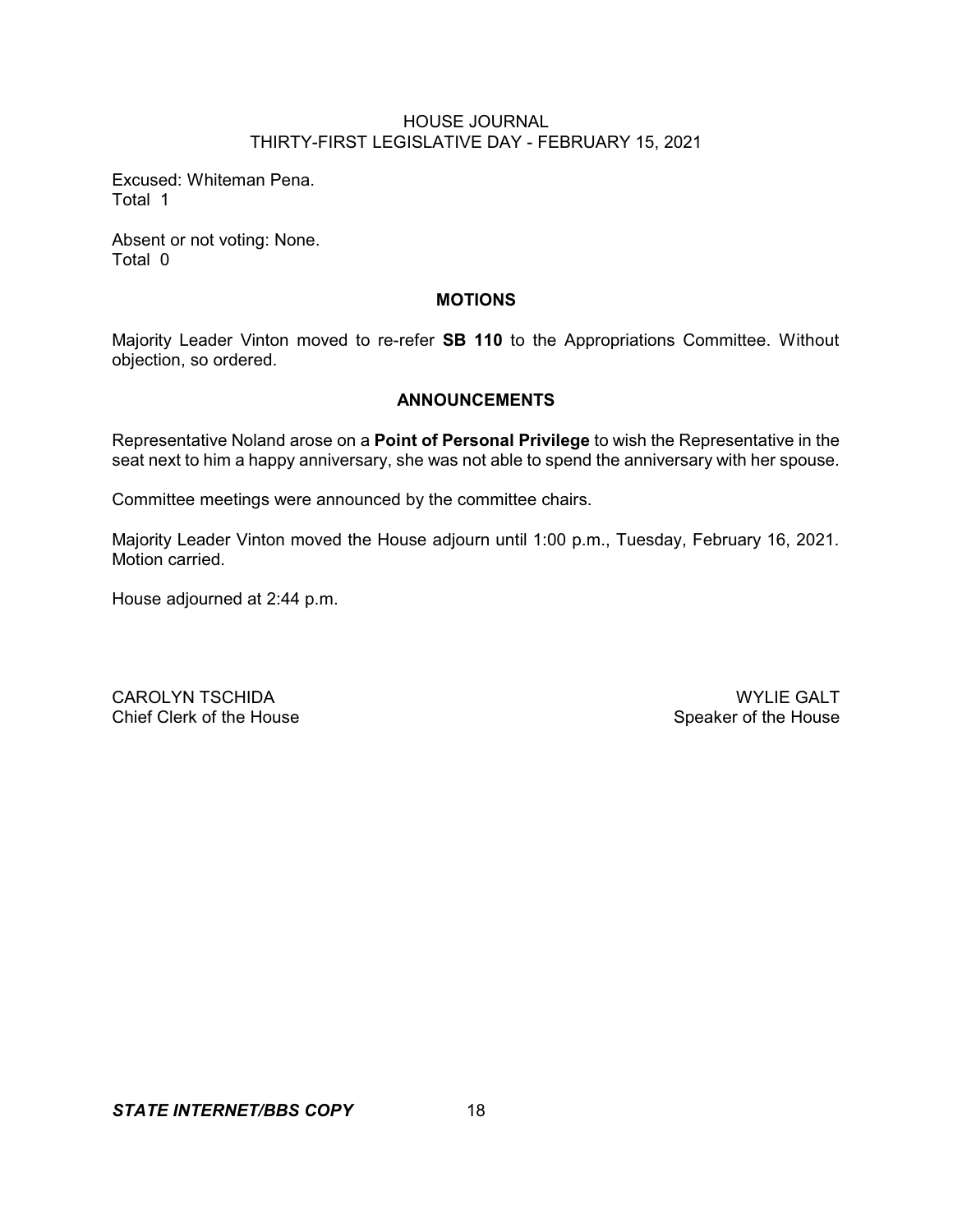Excused: Whiteman Pena.
Total 1

Absent or not voting: None.
Total 0

## MOTIONS

Majority Leader Vinton moved to re-refer **SB 110** to the Appropriations Committee. Without objection, so ordered.

## ANNOUNCEMENTS

Representative Noland arose on a **Point of Personal Privilege** to wish the Representative in the seat next to him a happy anniversary, she was not able to spend the anniversary with her spouse.

Committee meetings were announced by the committee chairs.

Majority Leader Vinton moved the House adjourn until 1:00 p.m., Tuesday, February 16, 2021. Motion carried.

House adjourned at 2:44 p.m.

CAROLYN TSCHIDA
Chief Clerk of the House

WYLIE GALT
Speaker of the House